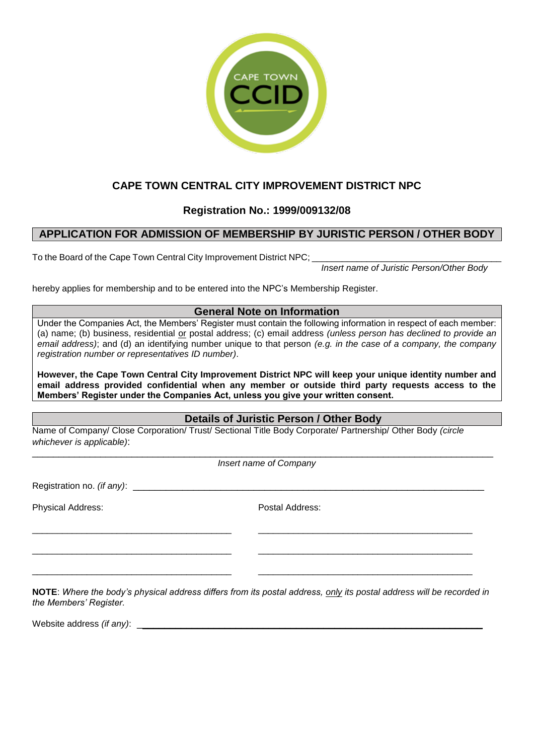# CAPE TOWN CENTRAL CITY IMPROVEMENT DISTRICT NPC

## Registration No.: 1999/009132/08

## APPLICATION FOR ADMISSION OF MEMBERSHIP BY JURISTIC PERSON / OTHER BODY

To the Board of the Cape Town Central City Improvement District NPC; ______________________________________

*Insert name of Juristic Person/Other Body*

hereby applies for membership and to be entered into the NPC's Membership Register.

### General Note on Information

Under the Companies Act, the Members' Register must contain the following information in respect of each member: (a) name; (b) business, residential or postal address; (c) email address *(unless person has declined to provide an email address)*; and (d) an identifying number unique to that person *(e.g. in the case of a company, the company registration number or representatives ID number)*.

**However, the Cape Town Central City Improvement District NPC will keep your unique identity number and email address provided confidential when any member or outside third party requests access to the Members' Register under the Companies Act, unless you give your written consent.**

### Details of Juristic Person / Other Body

Name of Company/ Close Corporation/ Trust/ Sectional Title Body Corporate/ Partnership/ Other Body *(circle whichever is applicable)*:

__________________________________________________________________________________________

*Insert name of Company*

Registration no. *(if any)*: ______________________________________________________________________

| Physical Address: | Postal Address: |
|---|---|
| ________________________________________ | ________________________________________ |
| ________________________________________ | ________________________________________ |
| ________________________________________ | ________________________________________ |

**NOTE**: *Where the body's physical address differs from its postal address, only its postal address will be recorded in the Members' Register.*

Website address *(if any)*: ______________________________________________________________________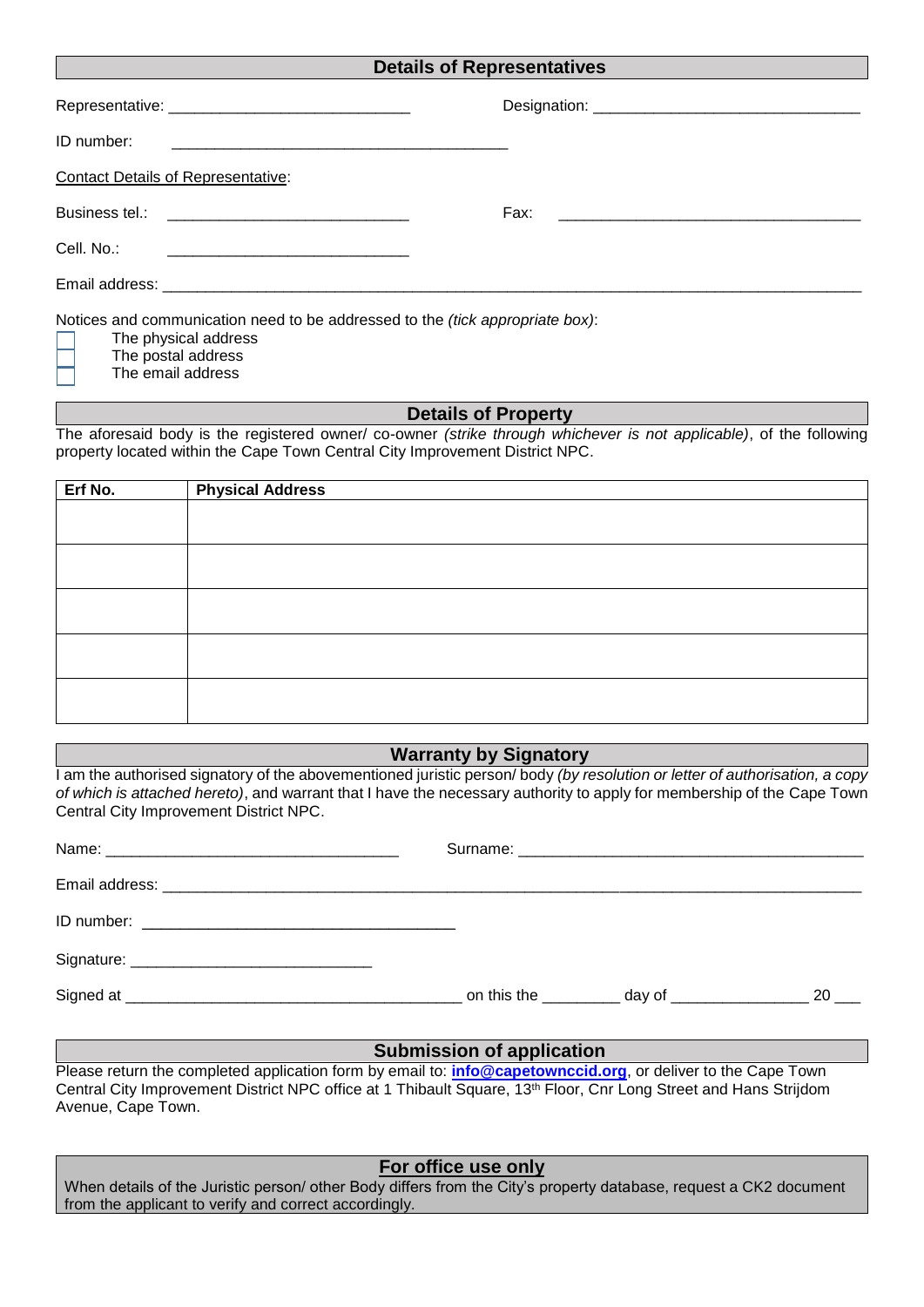## Details of Representatives

Representative: ____________________________ Designation: _______________________________

ID number: ______________________________________

Contact Details of Representative:

Business tel.: ____________________________ Fax: ___________________________________

Cell. No.: ____________________________

Email address: ___________________________________________________________________________________

Notices and communication need to be addressed to the *(tick appropriate box)*:

- ☐ The physical address
- ☐ The postal address
- ☐ The email address

## Details of Property

The aforesaid body is the registered owner/ co-owner *(strike through whichever is not applicable)*, of the following property located within the Cape Town Central City Improvement District NPC.

| Erf No. | Physical Address |
|---|---|
| | |
| | |
| | |
| | |
| | |

## Warranty by Signatory

I am the authorised signatory of the abovementioned juristic person/ body *(by resolution or letter of authorisation, a copy of which is attached hereto)*, and warrant that I have the necessary authority to apply for membership of the Cape Town Central City Improvement District NPC.

Name: ___________________________________ Surname: _________________________________________

Email address: ___________________________________________________________________________________

ID number: ____________________________________

Signature: ____________________________

Signed at _______________________________________ on this the _________ day of ________________ 20 ___

## Submission of application

Please return the completed application form by email to: **info@capetownccid.org**, or deliver to the Cape Town Central City Improvement District NPC office at 1 Thibault Square, 13th Floor, Cnr Long Street and Hans Strijdom Avenue, Cape Town.

## For office use only

When details of the Juristic person/ other Body differs from the City's property database, request a CK2 document from the applicant to verify and correct accordingly.